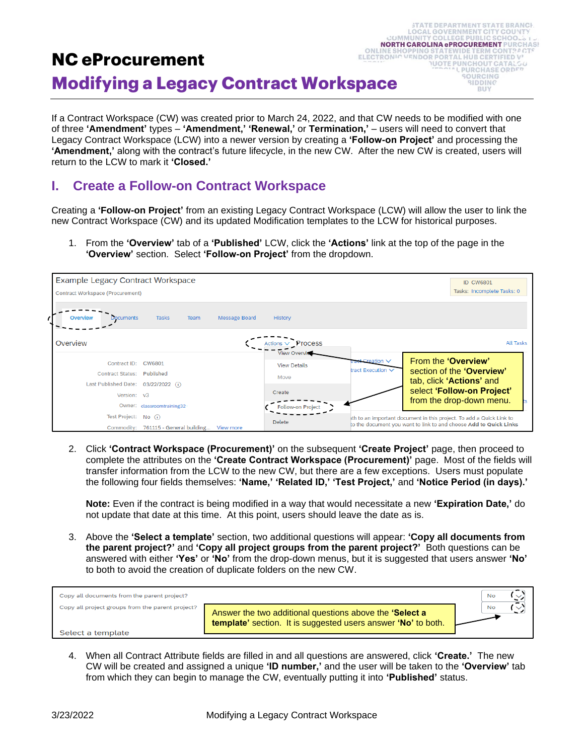# NC eProcurement

# Modifying a Legacy Contract Workspace

If a Contract Workspace (CW) was created prior to March 24, 2022, and that CW needs to be modified with one of three **'Amendment'** types – **'Amendment,' 'Renewal,'** or **Termination,'** – users will need to convert that Legacy Contract Workspace (LCW) into a newer version by creating a **'Follow-on Project'** and processing the **'Amendment,'** along with the contract's future lifecycle, in the new CW. After the new CW is created, users will return to the LCW to mark it **'Closed.'**

## I. Create a Follow-on Contract Workspace

Creating a **'Follow-on Project'** from an existing Legacy Contract Workspace (LCW) will allow the user to link the new Contract Workspace (CW) and its updated Modification templates to the LCW for historical purposes.

1. From the **'Overview'** tab of a **'Published'** LCW, click the **'Actions'** link at the top of the page in the **'Overview'** section. Select **'Follow-on Project'** from the dropdown.

   From the **'Overview'** section of the **'Overview'** tab, click **'Actions'** and select **'Follow-on Project'** from the drop-down menu.

2. Click **'Contract Workspace (Procurement)'** on the subsequent **'Create Project'** page, then proceed to complete the attributes on the **'Create Contract Workspace (Procurement)'** page. Most of the fields will transfer information from the LCW to the new CW, but there are a few exceptions. Users must populate the following four fields themselves: **'Name,' 'Related ID,' 'Test Project,'** and **'Notice Period (in days).'**

   **Note:** Even if the contract is being modified in a way that would necessitate a new **'Expiration Date,'** do not update that date at this time. At this point, users should leave the date as is.

3. Above the **'Select a template'** section, two additional questions will appear: **'Copy all documents from the parent project?'** and **'Copy all project groups from the parent project?'** Both questions can be answered with either **'Yes'** or **'No'** from the drop-down menus, but it is suggested that users answer **'No'** to both to avoid the creation of duplicate folders on the new CW.

   Answer the two additional questions above the **'Select a template'** section. It is suggested users answer **'No'** to both.

4. When all Contract Attribute fields are filled in and all questions are answered, click **'Create.'** The new CW will be created and assigned a unique **'ID number,'** and the user will be taken to the **'Overview'** tab from which they can begin to manage the CW, eventually putting it into **'Published'** status.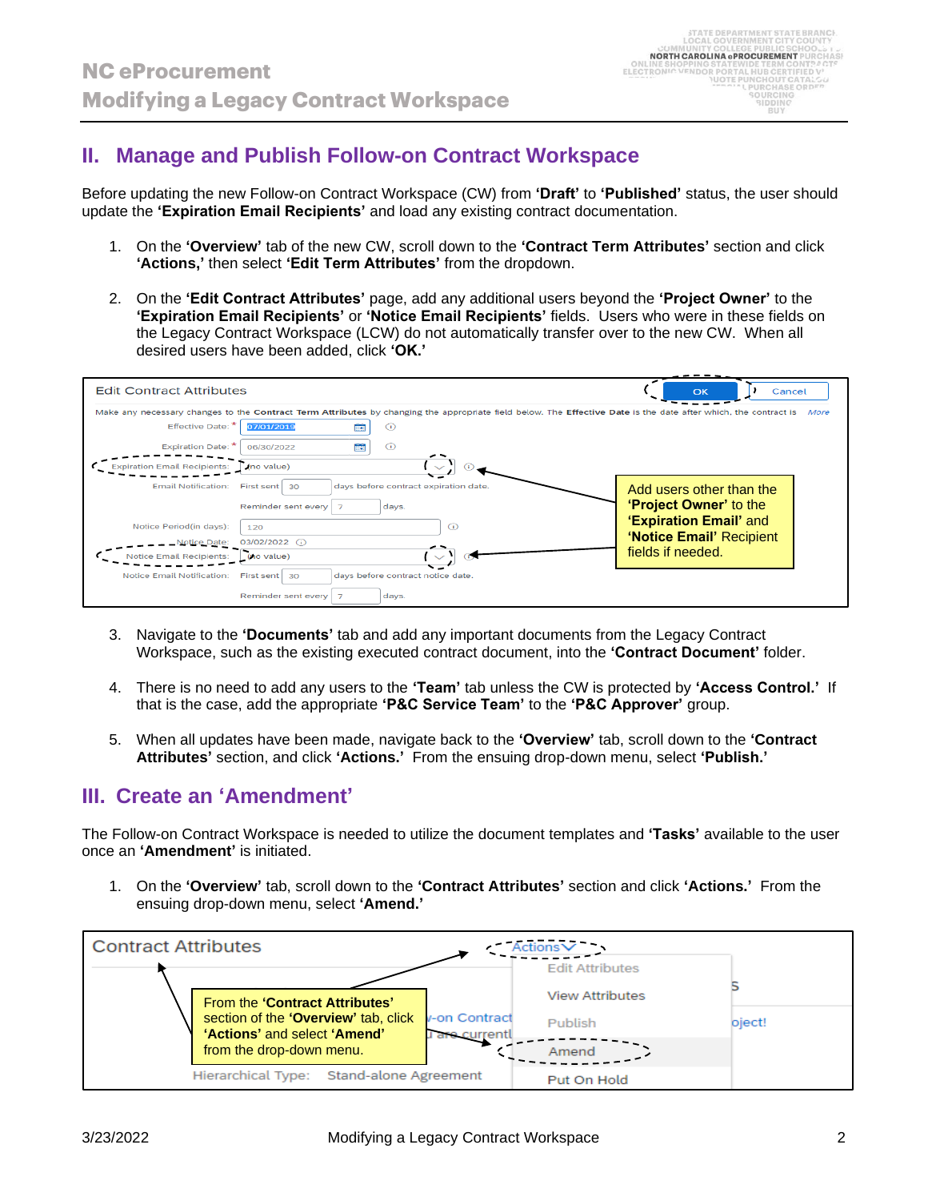## II. Manage and Publish Follow-on Contract Workspace

Before updating the new Follow-on Contract Workspace (CW) from **'Draft'** to **'Published'** status, the user should update the **'Expiration Email Recipients'** and load any existing contract documentation.

1. On the **'Overview'** tab of the new CW, scroll down to the **'Contract Term Attributes'** section and click **'Actions,'** then select **'Edit Term Attributes'** from the dropdown.

2. On the **'Edit Contract Attributes'** page, add any additional users beyond the **'Project Owner'** to the **'Expiration Email Recipients'** or **'Notice Email Recipients'** fields. Users who were in these fields on the Legacy Contract Workspace (LCW) do not automatically transfer over to the new CW. When all desired users have been added, click **'OK.'**

Add users other than the **'Project Owner'** to the **'Expiration Email'** and **'Notice Email'** Recipient fields if needed.

3. Navigate to the **'Documents'** tab and add any important documents from the Legacy Contract Workspace, such as the existing executed contract document, into the **'Contract Document'** folder.

4. There is no need to add any users to the **'Team'** tab unless the CW is protected by **'Access Control.'** If that is the case, add the appropriate **'P&C Service Team'** to the **'P&C Approver'** group.

5. When all updates have been made, navigate back to the **'Overview'** tab, scroll down to the **'Contract Attributes'** section, and click **'Actions.'** From the ensuing drop-down menu, select **'Publish.'**

## III. Create an 'Amendment'

The Follow-on Contract Workspace is needed to utilize the document templates and **'Tasks'** available to the user once an **'Amendment'** is initiated.

1. On the **'Overview'** tab, scroll down to the **'Contract Attributes'** section and click **'Actions.'** From the ensuing drop-down menu, select **'Amend.'**

From the **'Contract Attributes'** section of the **'Overview'** tab, click **'Actions'** and select **'Amend'** from the drop-down menu.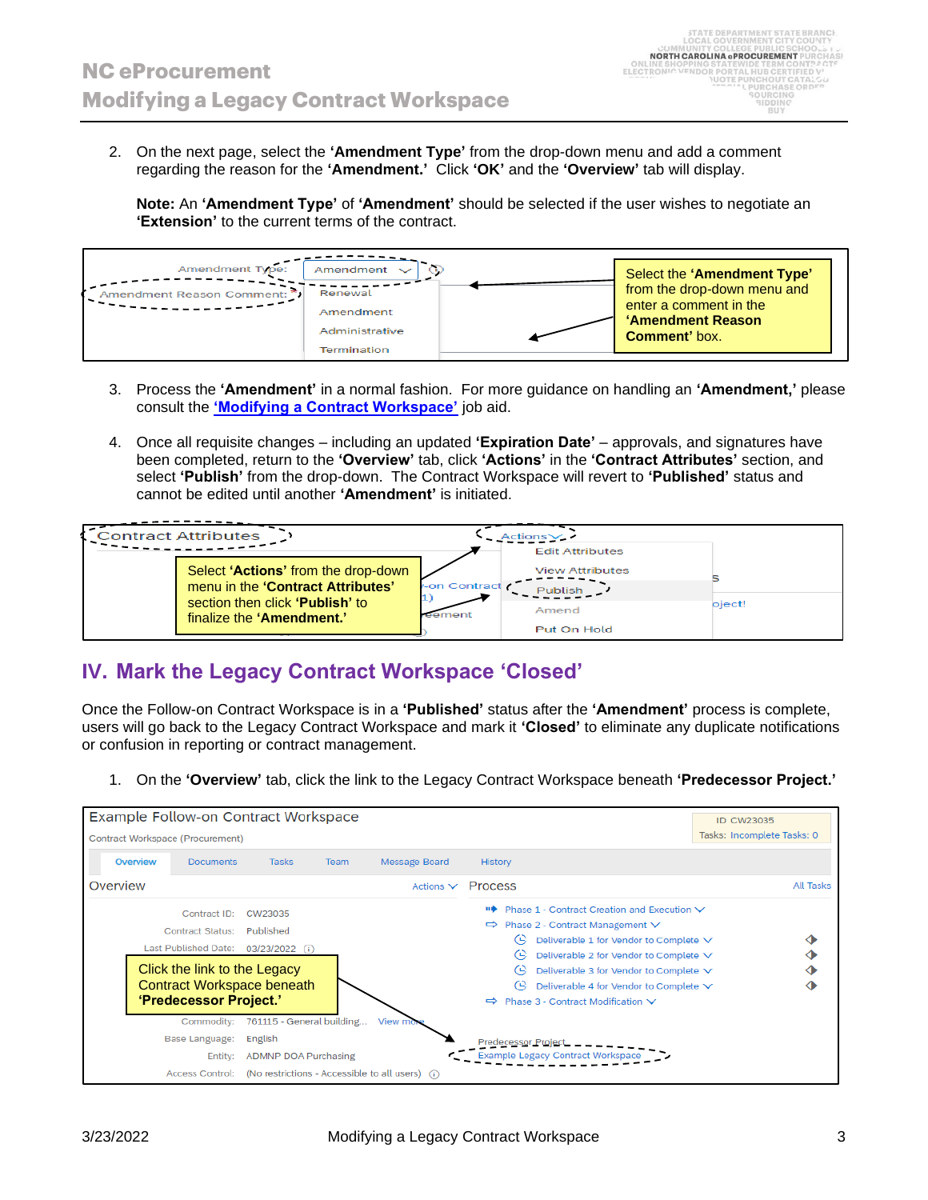2. On the next page, select the **'Amendment Type'** from the drop-down menu and add a comment regarding the reason for the **'Amendment.'** Click **'OK'** and the **'Overview'** tab will display.

   **Note:** An **'Amendment Type'** of **'Amendment'** should be selected if the user wishes to negotiate an **'Extension'** to the current terms of the contract.

   Select the **'Amendment Type'** from the drop-down menu and enter a comment in the **'Amendment Reason Comment'** box.

3. Process the **'Amendment'** in a normal fashion. For more guidance on handling an **'Amendment,'** please consult the **'Modifying a Contract Workspace'** job aid.

4. Once all requisite changes – including an updated **'Expiration Date'** – approvals, and signatures have been completed, return to the **'Overview'** tab, click **'Actions'** in the **'Contract Attributes'** section, and select **'Publish'** from the drop-down. The Contract Workspace will revert to **'Published'** status and cannot be edited until another **'Amendment'** is initiated.

   Select **'Actions'** from the drop-down menu in the **'Contract Attributes'** section then click **'Publish'** to finalize the **'Amendment.'**

## IV. Mark the Legacy Contract Workspace 'Closed'

Once the Follow-on Contract Workspace is in a **'Published'** status after the **'Amendment'** process is complete, users will go back to the Legacy Contract Workspace and mark it **'Closed'** to eliminate any duplicate notifications or confusion in reporting or contract management.

1. On the **'Overview'** tab, click the link to the Legacy Contract Workspace beneath **'Predecessor Project.'**

   Click the link to the Legacy Contract Workspace beneath **'Predecessor Project.'**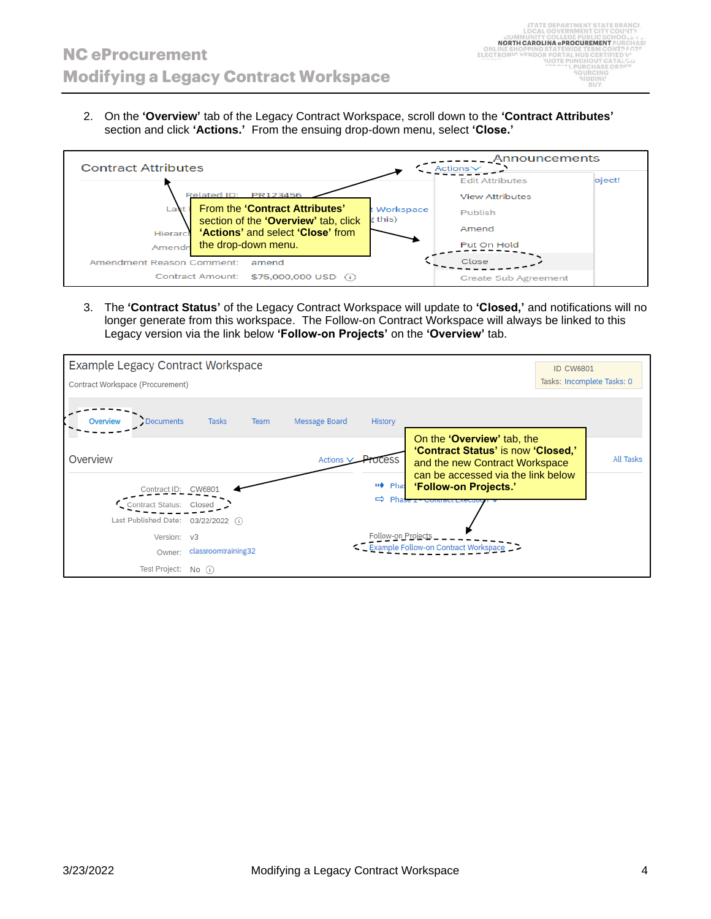2. On the **'Overview'** tab of the Legacy Contract Workspace, scroll down to the **'Contract Attributes'** section and click **'Actions.'** From the ensuing drop-down menu, select **'Close.'**

From the **'Contract Attributes'** section of the **'Overview'** tab, click **'Actions'** and select **'Close'** from the drop-down menu.

3. The **'Contract Status'** of the Legacy Contract Workspace will update to **'Closed,'** and notifications will no longer generate from this workspace. The Follow-on Contract Workspace will always be linked to this Legacy version via the link below **'Follow-on Projects'** on the **'Overview'** tab.

On the **'Overview'** tab, the **'Contract Status'** is now **'Closed,'** and the new Contract Workspace can be accessed via the link below **'Follow-on Projects.'**